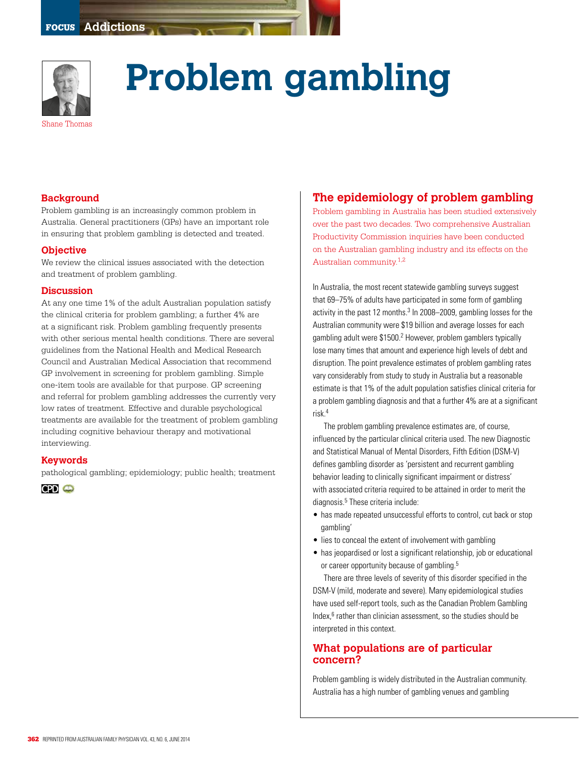# Problem gambling

Shane Thomas

## Background

Problem gambling is an increasingly common problem in Australia. General practitioners (GPs) have an important role in ensuring that problem gambling is detected and treated.

## Objective

We review the clinical issues associated with the detection and treatment of problem gambling.

## Discussion

At any one time 1% of the adult Australian population satisfy the clinical criteria for problem gambling; a further 4% are at a significant risk. Problem gambling frequently presents with other serious mental health conditions. There are several guidelines from the National Health and Medical Research Council and Australian Medical Association that recommend GP involvement in screening for problem gambling. Simple one-item tools are available for that purpose. GP screening and referral for problem gambling addresses the currently very low rates of treatment. Effective and durable psychological treatments are available for the treatment of problem gambling including cognitive behaviour therapy and motivational interviewing.

## Keywords

pathological gambling; epidemiology; public health; treatment

## The epidemiology of problem gambling

Problem gambling in Australia has been studied extensively over the past two decades. Two comprehensive Australian Productivity Commission inquiries have been conducted on the Australian gambling industry and its effects on the Australian community.[1,2]

In Australia, the most recent statewide gambling surveys suggest that 69–75% of adults have participated in some form of gambling activity in the past 12 months.[3] In 2008–2009, gambling losses for the Australian community were $19 billion and average losses for each gambling adult were $1500.[2] However, problem gamblers typically lose many times that amount and experience high levels of debt and disruption. The point prevalence estimates of problem gambling rates vary considerably from study to study in Australia but a reasonable estimate is that 1% of the adult population satisfies clinical criteria for a problem gambling diagnosis and that a further 4% are at a significant risk.[4]

The problem gambling prevalence estimates are, of course, influenced by the particular clinical criteria used. The new Diagnostic and Statistical Manual of Mental Disorders, Fifth Edition (DSM-V) defines gambling disorder as 'persistent and recurrent gambling behavior leading to clinically significant impairment or distress' with associated criteria required to be attained in order to merit the diagnosis.[5] These criteria include:

- has made repeated unsuccessful efforts to control, cut back or stop gambling'
- lies to conceal the extent of involvement with gambling
- has jeopardised or lost a significant relationship, job or educational or career opportunity because of gambling.[5]

There are three levels of severity of this disorder specified in the DSM-V (mild, moderate and severe). Many epidemiological studies have used self-report tools, such as the Canadian Problem Gambling Index,[6] rather than clinician assessment, so the studies should be interpreted in this context.

## What populations are of particular concern?

Problem gambling is widely distributed in the Australian community. Australia has a high number of gambling venues and gambling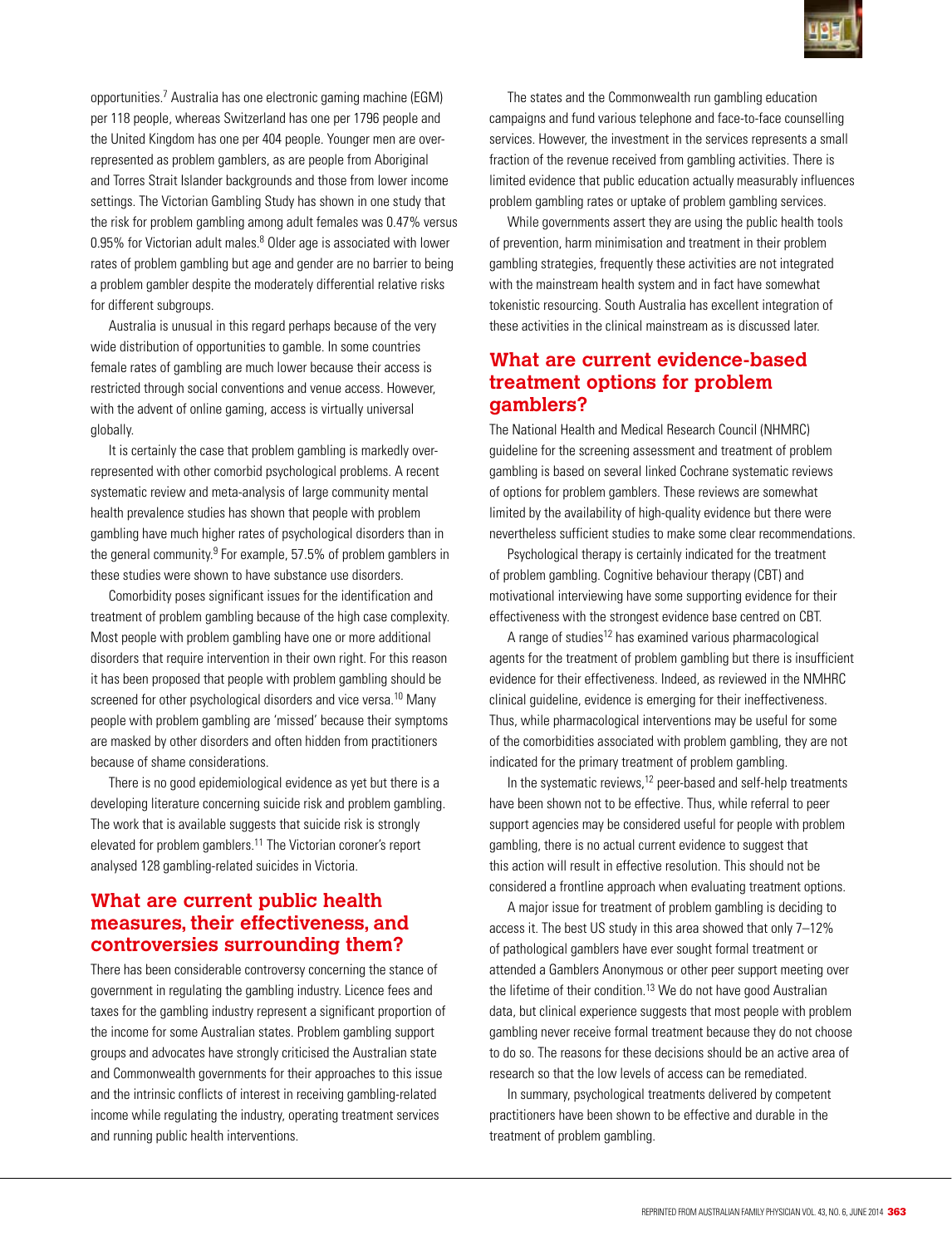opportunities.[7] Australia has one electronic gaming machine (EGM) per 118 people, whereas Switzerland has one per 1796 people and the United Kingdom has one per 404 people. Younger men are over-represented as problem gamblers, as are people from Aboriginal and Torres Strait Islander backgrounds and those from lower income settings. The Victorian Gambling Study has shown in one study that the risk for problem gambling among adult females was 0.47% versus 0.95% for Victorian adult males.[8] Older age is associated with lower rates of problem gambling but age and gender are no barrier to being a problem gambler despite the moderately differential relative risks for different subgroups.

Australia is unusual in this regard perhaps because of the very wide distribution of opportunities to gamble. In some countries female rates of gambling are much lower because their access is restricted through social conventions and venue access. However, with the advent of online gaming, access is virtually universal globally.

It is certainly the case that problem gambling is markedly over-represented with other comorbid psychological problems. A recent systematic review and meta-analysis of large community mental health prevalence studies has shown that people with problem gambling have much higher rates of psychological disorders than in the general community.[9] For example, 57.5% of problem gamblers in these studies were shown to have substance use disorders.

Comorbidity poses significant issues for the identification and treatment of problem gambling because of the high case complexity. Most people with problem gambling have one or more additional disorders that require intervention in their own right. For this reason it has been proposed that people with problem gambling should be screened for other psychological disorders and vice versa.[10] Many people with problem gambling are 'missed' because their symptoms are masked by other disorders and often hidden from practitioners because of shame considerations.

There is no good epidemiological evidence as yet but there is a developing literature concerning suicide risk and problem gambling. The work that is available suggests that suicide risk is strongly elevated for problem gamblers.[11] The Victorian coroner's report analysed 128 gambling-related suicides in Victoria.

## What are current public health measures, their effectiveness, and controversies surrounding them?

There has been considerable controversy concerning the stance of government in regulating the gambling industry. Licence fees and taxes for the gambling industry represent a significant proportion of the income for some Australian states. Problem gambling support groups and advocates have strongly criticised the Australian state and Commonwealth governments for their approaches to this issue and the intrinsic conflicts of interest in receiving gambling-related income while regulating the industry, operating treatment services and running public health interventions.

The states and the Commonwealth run gambling education campaigns and fund various telephone and face-to-face counselling services. However, the investment in the services represents a small fraction of the revenue received from gambling activities. There is limited evidence that public education actually measurably influences problem gambling rates or uptake of problem gambling services.

While governments assert they are using the public health tools of prevention, harm minimisation and treatment in their problem gambling strategies, frequently these activities are not integrated with the mainstream health system and in fact have somewhat tokenistic resourcing. South Australia has excellent integration of these activities in the clinical mainstream as is discussed later.

## What are current evidence-based treatment options for problem gamblers?

The National Health and Medical Research Council (NHMRC) guideline for the screening assessment and treatment of problem gambling is based on several linked Cochrane systematic reviews of options for problem gamblers. These reviews are somewhat limited by the availability of high-quality evidence but there were nevertheless sufficient studies to make some clear recommendations.

Psychological therapy is certainly indicated for the treatment of problem gambling. Cognitive behaviour therapy (CBT) and motivational interviewing have some supporting evidence for their effectiveness with the strongest evidence base centred on CBT.

A range of studies[12] has examined various pharmacological agents for the treatment of problem gambling but there is insufficient evidence for their effectiveness. Indeed, as reviewed in the NMHRC clinical guideline, evidence is emerging for their ineffectiveness. Thus, while pharmacological interventions may be useful for some of the comorbidities associated with problem gambling, they are not indicated for the primary treatment of problem gambling.

In the systematic reviews,[12] peer-based and self-help treatments have been shown not to be effective. Thus, while referral to peer support agencies may be considered useful for people with problem gambling, there is no actual current evidence to suggest that this action will result in effective resolution. This should not be considered a frontline approach when evaluating treatment options.

A major issue for treatment of problem gambling is deciding to access it. The best US study in this area showed that only 7–12% of pathological gamblers have ever sought formal treatment or attended a Gamblers Anonymous or other peer support meeting over the lifetime of their condition.[13] We do not have good Australian data, but clinical experience suggests that most people with problem gambling never receive formal treatment because they do not choose to do so. The reasons for these decisions should be an active area of research so that the low levels of access can be remediated.

In summary, psychological treatments delivered by competent practitioners have been shown to be effective and durable in the treatment of problem gambling.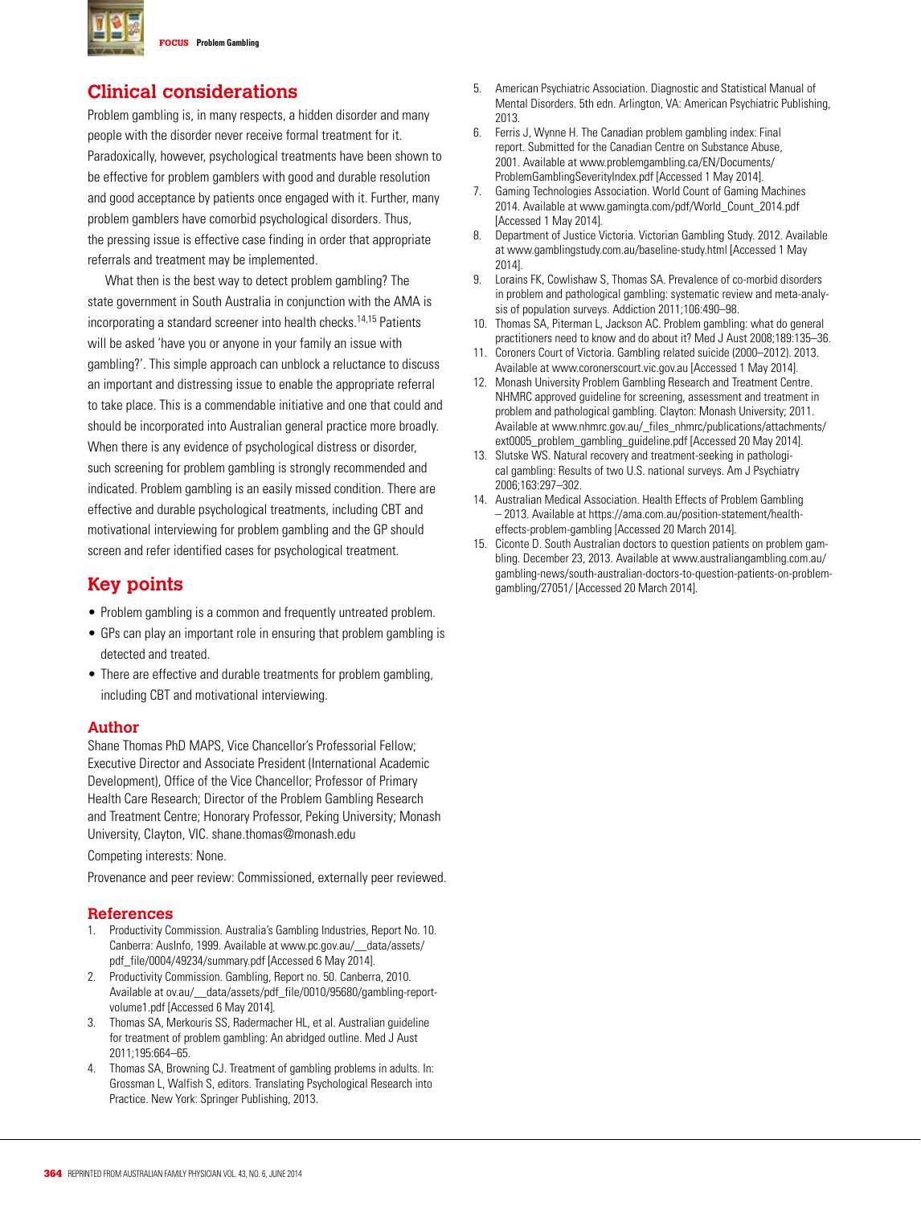## Clinical considerations

Problem gambling is, in many respects, a hidden disorder and many people with the disorder never receive formal treatment for it. Paradoxically, however, psychological treatments have been shown to be effective for problem gamblers with good and durable resolution and good acceptance by patients once engaged with it. Further, many problem gamblers have comorbid psychological disorders. Thus, the pressing issue is effective case finding in order that appropriate referrals and treatment may be implemented.

What then is the best way to detect problem gambling? The state government in South Australia in conjunction with the AMA is incorporating a standard screener into health checks.[14,15] Patients will be asked 'have you or anyone in your family an issue with gambling?'. This simple approach can unblock a reluctance to discuss an important and distressing issue to enable the appropriate referral to take place. This is a commendable initiative and one that could and should be incorporated into Australian general practice more broadly. When there is any evidence of psychological distress or disorder, such screening for problem gambling is strongly recommended and indicated. Problem gambling is an easily missed condition. There are effective and durable psychological treatments, including CBT and motivational interviewing for problem gambling and the GP should screen and refer identified cases for psychological treatment.

## Key points

- Problem gambling is a common and frequently untreated problem.
- GPs can play an important role in ensuring that problem gambling is detected and treated.
- There are effective and durable treatments for problem gambling, including CBT and motivational interviewing.

## Author

Shane Thomas PhD MAPS, Vice Chancellor's Professorial Fellow; Executive Director and Associate President (International Academic Development), Office of the Vice Chancellor; Professor of Primary Health Care Research; Director of the Problem Gambling Research and Treatment Centre; Honorary Professor, Peking University; Monash University, Clayton, VIC. shane.thomas@monash.edu

Competing interests: None.

Provenance and peer review: Commissioned, externally peer reviewed.

## References

1. Productivity Commission. Australia's Gambling Industries, Report No. 10. Canberra: AusInfo, 1999. Available at www.pc.gov.au/__data/assets/pdf_file/0004/49234/summary.pdf [Accessed 6 May 2014].
2. Productivity Commission. Gambling, Report no. 50. Canberra, 2010. Available at ov.au/__data/assets/pdf_file/0010/95680/gambling-report-volume1.pdf [Accessed 6 May 2014].
3. Thomas SA, Merkouris SS, Radermacher HL, et al. Australian guideline for treatment of problem gambling: An abridged outline. Med J Aust 2011;195:664–65.
4. Thomas SA, Browning CJ. Treatment of gambling problems in adults. In: Grossman L, Walfish S, editors. Translating Psychological Research into Practice. New York: Springer Publishing, 2013.
5. American Psychiatric Association. Diagnostic and Statistical Manual of Mental Disorders. 5th edn. Arlington, VA: American Psychiatric Publishing, 2013.
6. Ferris J, Wynne H. The Canadian problem gambling index: Final report. Submitted for the Canadian Centre on Substance Abuse, 2001. Available at www.problemgambling.ca/EN/Documents/ProblemGamblingSeverityIndex.pdf [Accessed 1 May 2014].
7. Gaming Technologies Association. World Count of Gaming Machines 2014. Available at www.gamingta.com/pdf/World_Count_2014.pdf [Accessed 1 May 2014].
8. Department of Justice Victoria. Victorian Gambling Study. 2012. Available at www.gamblingstudy.com.au/baseline-study.html [Accessed 1 May 2014].
9. Lorains FK, Cowlishaw S, Thomas SA. Prevalence of co-morbid disorders in problem and pathological gambling: systematic review and meta-analysis of population surveys. Addiction 2011;106:490–98.
10. Thomas SA, Piterman L, Jackson AC. Problem gambling: what do general practitioners need to know and do about it? Med J Aust 2008;189:135–36.
11. Coroners Court of Victoria. Gambling related suicide (2000–2012). 2013. Available at www.coronerscourt.vic.gov.au [Accessed 1 May 2014].
12. Monash University Problem Gambling Research and Treatment Centre. NHMRC approved guideline for screening, assessment and treatment in problem and pathological gambling. Clayton: Monash University; 2011. Available at www.nhmrc.gov.au/_files_nhmrc/publications/attachments/ext0005_problem_gambling_guideline.pdf [Accessed 20 May 2014].
13. Slutske WS. Natural recovery and treatment-seeking in pathological gambling: Results of two U.S. national surveys. Am J Psychiatry 2006;163:297–302.
14. Australian Medical Association. Health Effects of Problem Gambling – 2013. Available at https://ama.com.au/position-statement/health-effects-problem-gambling [Accessed 20 March 2014].
15. Ciconte D. South Australian doctors to question patients on problem gambling. December 23, 2013. Available at www.australiangambling.com.au/gambling-news/south-australian-doctors-to-question-patients-on-problem-gambling/27051/ [Accessed 20 March 2014].